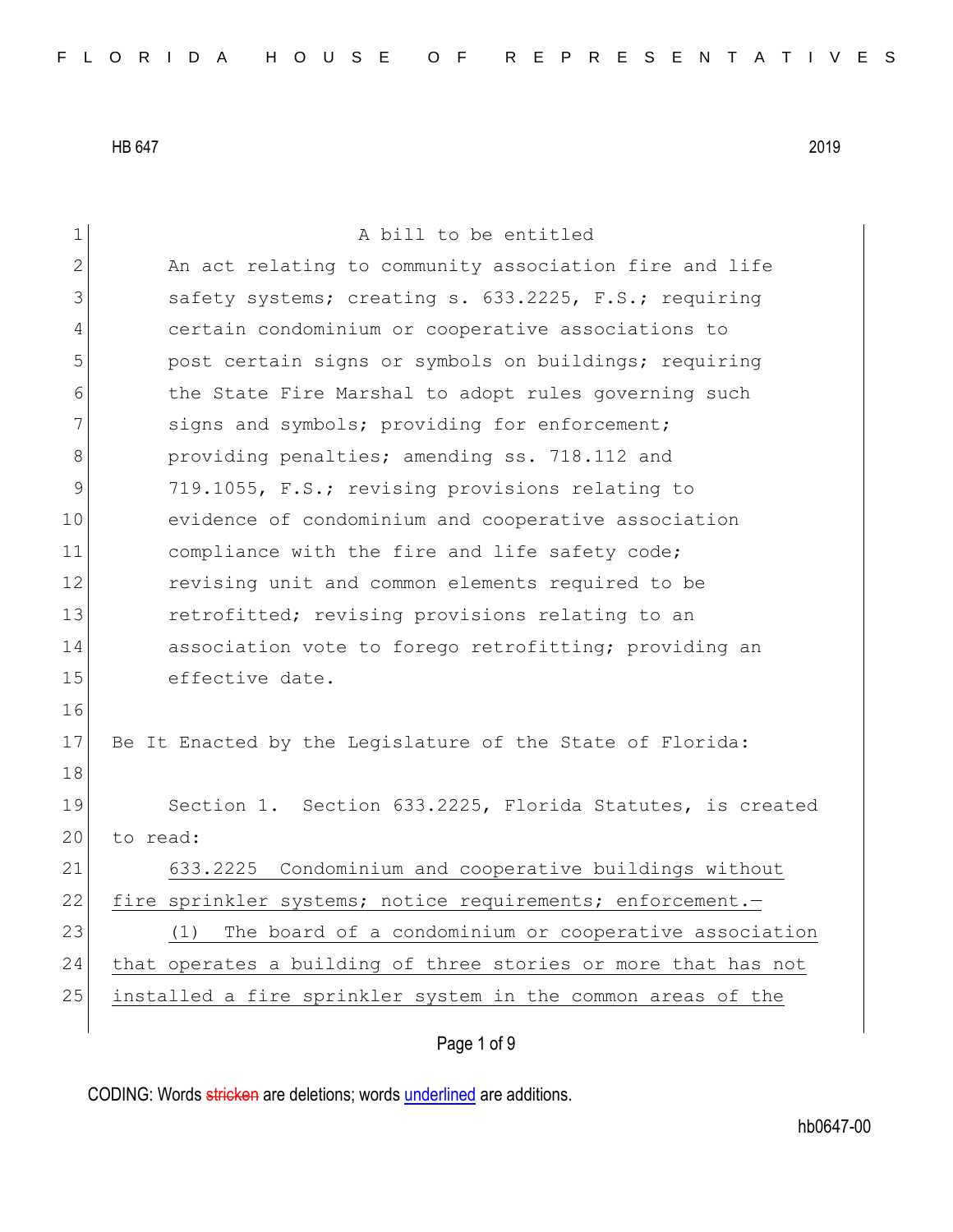HB 647 2019

A bill to be entitled

An act relating to community association fire and life safety systems; creating s. 633.2225, F.S.; requiring certain condominium or cooperative associations to post certain signs or symbols on buildings; requiring the State Fire Marshal to adopt rules governing such signs and symbols; providing for enforcement; providing penalties; amending ss. 718.112 and 719.1055, F.S.; revising provisions relating to evidence of condominium and cooperative association compliance with the fire and life safety code; revising unit and common elements required to be retrofitted; revising provisions relating to an association vote to forego retrofitting; providing an effective date.

Be It Enacted by the Legislature of the State of Florida:

Section 1. Section 633.2225, Florida Statutes, is created to read:

<u>633.2225 Condominium and cooperative buildings without fire sprinkler systems; notice requirements; enforcement.—</u>

<u>(1) The board of a condominium or cooperative association that operates a building of three stories or more that has not installed a fire sprinkler system in the common areas of the</u>

CODING: Words ~~stricken~~ are deletions; words <u>underlined</u> are additions.

hb0647-00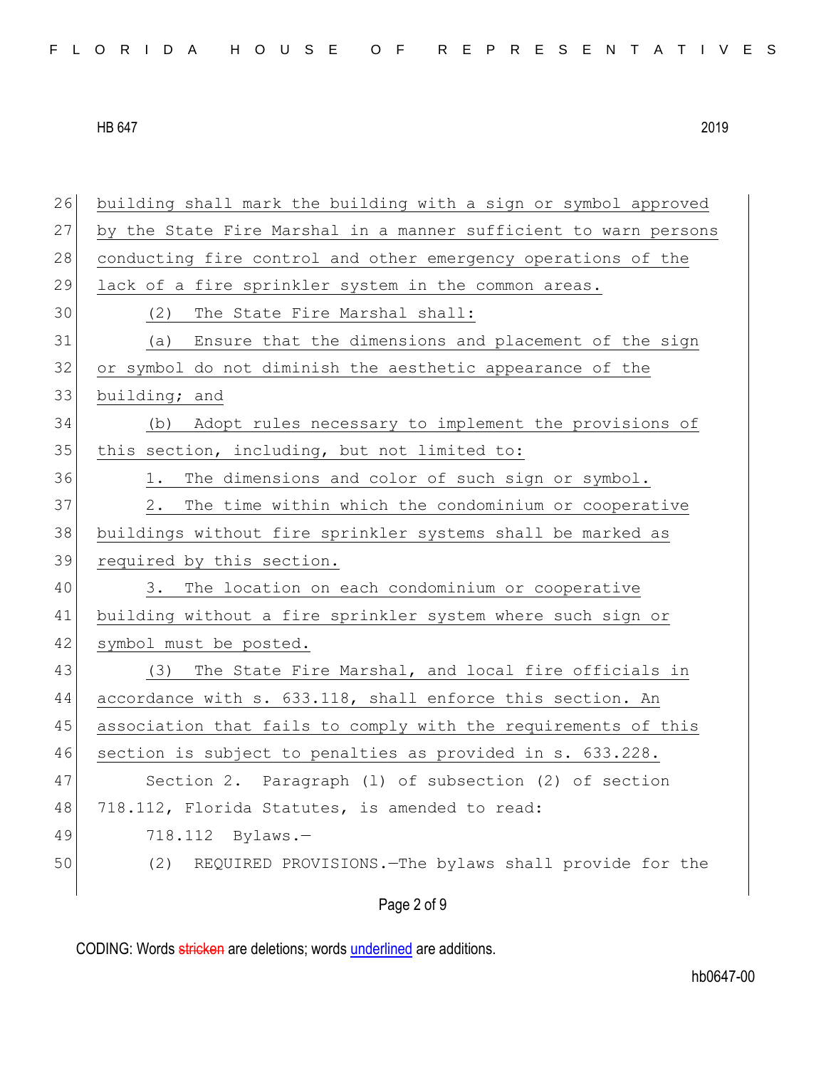building shall mark the building with a sign or symbol approved by the State Fire Marshal in a manner sufficient to warn persons conducting fire control and other emergency operations of the lack of a fire sprinkler system in the common areas.

(2) The State Fire Marshal shall:

(a) Ensure that the dimensions and placement of the sign or symbol do not diminish the aesthetic appearance of the building; and

(b) Adopt rules necessary to implement the provisions of this section, including, but not limited to:

1. The dimensions and color of such sign or symbol.

2. The time within which the condominium or cooperative buildings without fire sprinkler systems shall be marked as required by this section.

3. The location on each condominium or cooperative building without a fire sprinkler system where such sign or symbol must be posted.

(3) The State Fire Marshal, and local fire officials in accordance with s. 633.118, shall enforce this section. An association that fails to comply with the requirements of this section is subject to penalties as provided in s. 633.228.

Section 2. Paragraph (l) of subsection (2) of section 718.112, Florida Statutes, is amended to read:

718.112 Bylaws.—

(2) REQUIRED PROVISIONS.—The bylaws shall provide for the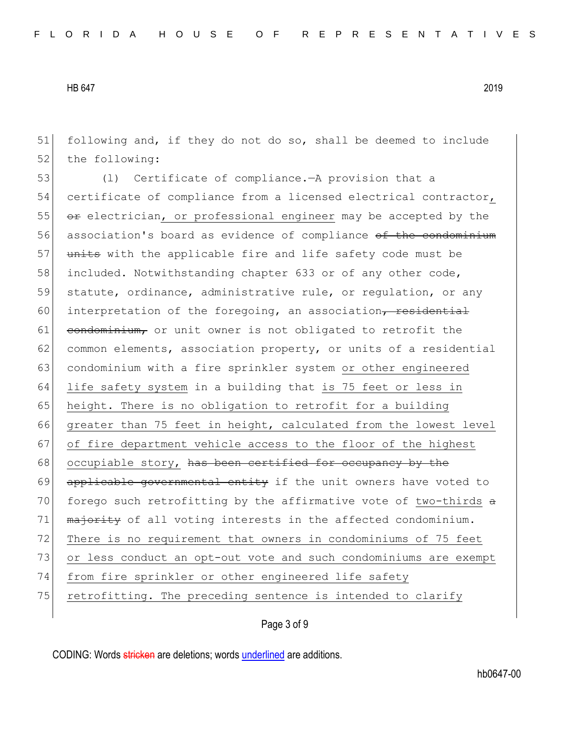51 following and, if they do not do so, shall be deemed to include
52 the following:

53 (l) Certificate of compliance.—A provision that a
54 certificate of compliance from a licensed electrical contractor,
55 ~~or~~ electrician, or professional engineer may be accepted by the
56 association's board as evidence of compliance ~~of the condominium~~
57 ~~units~~ with the applicable fire and life safety code must be
58 included. Notwithstanding chapter 633 or of any other code,
59 statute, ordinance, administrative rule, or regulation, or any
60 interpretation of the foregoing, an association~~, residential~~
61 ~~condominium,~~ or unit owner is not obligated to retrofit the
62 common elements, association property, or units of a residential
63 condominium with a fire sprinkler system or other engineered
64 life safety system in a building that is 75 feet or less in
65 height. There is no obligation to retrofit for a building
66 greater than 75 feet in height, calculated from the lowest level
67 of fire department vehicle access to the floor of the highest
68 occupiable story, ~~has been certified for occupancy by the~~
69 ~~applicable governmental entity~~ if the unit owners have voted to
70 forego such retrofitting by the affirmative vote of two-thirds ~~a~~
71 ~~majority~~ of all voting interests in the affected condominium.
72 There is no requirement that owners in condominiums of 75 feet
73 or less conduct an opt-out vote and such condominiums are exempt
74 from fire sprinkler or other engineered life safety
75 retrofitting. The preceding sentence is intended to clarify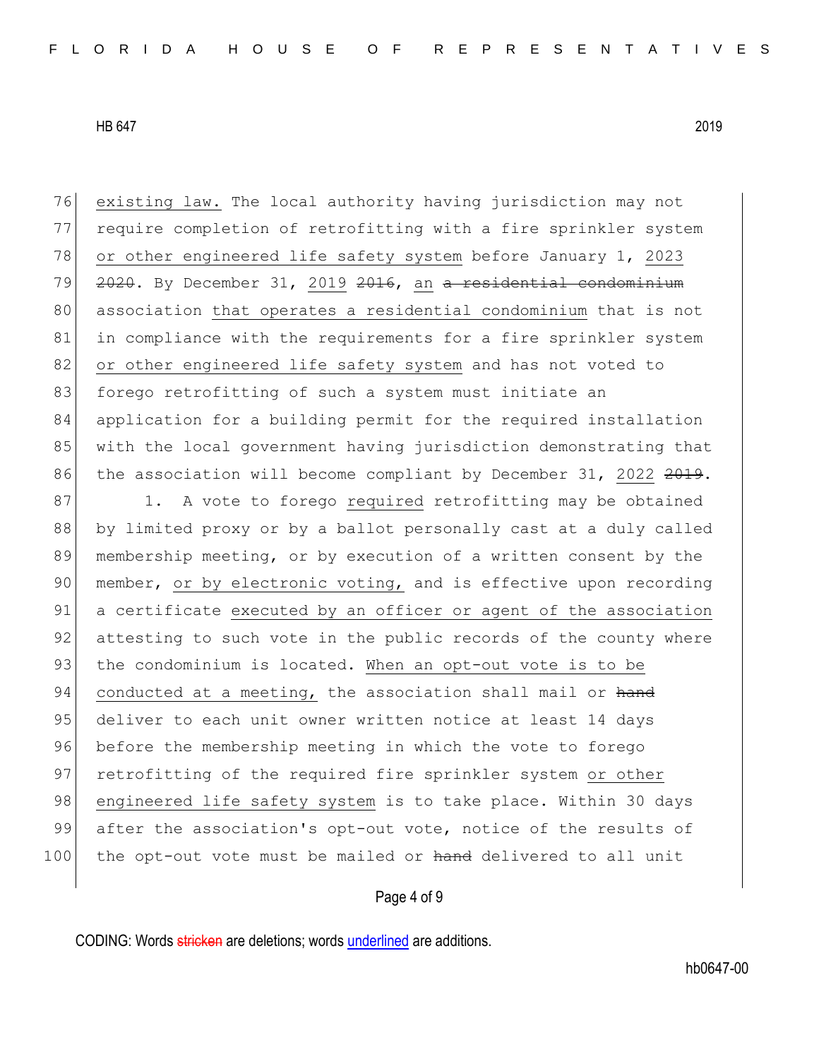<u>existing law.</u> The local authority having jurisdiction may not require completion of retrofitting with a fire sprinkler system <u>or other engineered life safety system</u> before January 1, <u>2023</u> ~~2020~~. By December 31, <u>2019</u> ~~2016~~, <u>an</u> ~~a residential condominium~~ association <u>that operates a residential condominium</u> that is not in compliance with the requirements for a fire sprinkler system <u>or other engineered life safety system</u> and has not voted to forego retrofitting of such a system must initiate an application for a building permit for the required installation with the local government having jurisdiction demonstrating that the association will become compliant by December 31, <u>2022</u> ~~2019~~.

1. A vote to forego <u>required</u> retrofitting may be obtained by limited proxy or by a ballot personally cast at a duly called membership meeting, or by execution of a written consent by the member, <u>or by electronic voting,</u> and is effective upon recording a certificate <u>executed by an officer or agent of the association</u> attesting to such vote in the public records of the county where the condominium is located. <u>When an opt-out vote is to be conducted at a meeting,</u> the association shall mail or ~~hand~~ deliver to each unit owner written notice at least 14 days before the membership meeting in which the vote to forego retrofitting of the required fire sprinkler system <u>or other engineered life safety system</u> is to take place. Within 30 days after the association's opt-out vote, notice of the results of the opt-out vote must be mailed or ~~hand~~ delivered to all unit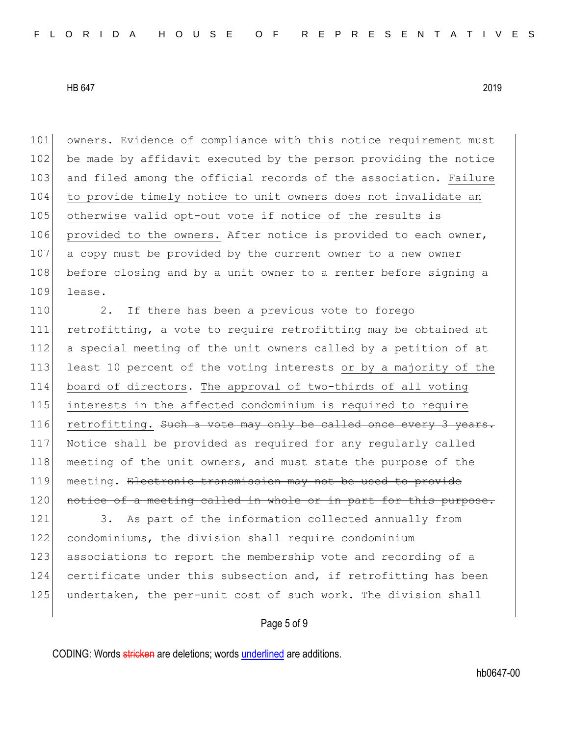owners. Evidence of compliance with this notice requirement must be made by affidavit executed by the person providing the notice and filed among the official records of the association. <u>Failure to provide timely notice to unit owners does not invalidate an otherwise valid opt-out vote if notice of the results is provided to the owners.</u> After notice is provided to each owner, a copy must be provided by the current owner to a new owner before closing and by a unit owner to a renter before signing a lease.

2. If there has been a previous vote to forego retrofitting, a vote to require retrofitting may be obtained at a special meeting of the unit owners called by a petition of at least 10 percent of the voting interests <u>or by a majority of the board of directors</u>. <u>The approval of two-thirds of all voting interests in the affected condominium is required to require retrofitting.</u> ~~Such a vote may only be called once every 3 years.~~ Notice shall be provided as required for any regularly called meeting of the unit owners, and must state the purpose of the meeting. ~~Electronic transmission may not be used to provide notice of a meeting called in whole or in part for this purpose.~~

3. As part of the information collected annually from condominiums, the division shall require condominium associations to report the membership vote and recording of a certificate under this subsection and, if retrofitting has been undertaken, the per-unit cost of such work. The division shall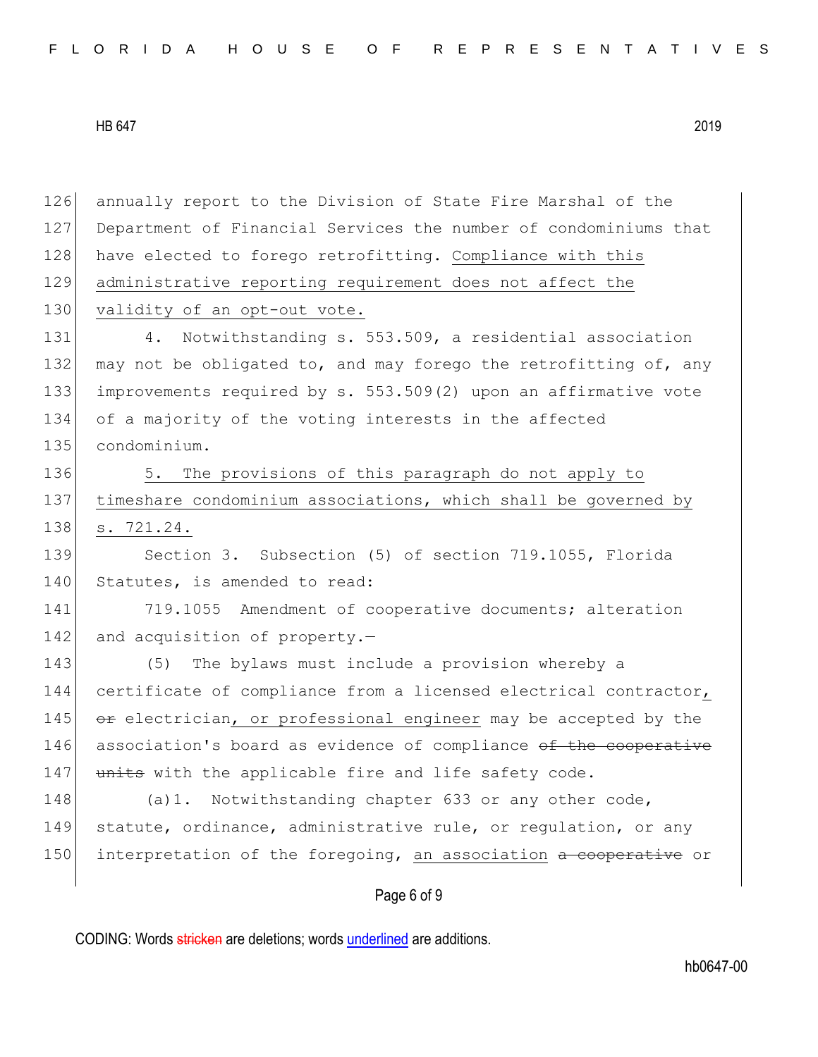annually report to the Division of State Fire Marshal of the Department of Financial Services the number of condominiums that have elected to forego retrofitting. Compliance with this administrative reporting requirement does not affect the validity of an opt-out vote.

4. Notwithstanding s. 553.509, a residential association may not be obligated to, and may forego the retrofitting of, any improvements required by s. 553.509(2) upon an affirmative vote of a majority of the voting interests in the affected condominium.

5. The provisions of this paragraph do not apply to timeshare condominium associations, which shall be governed by s. 721.24.

Section 3. Subsection (5) of section 719.1055, Florida Statutes, is amended to read:

719.1055 Amendment of cooperative documents; alteration and acquisition of property.—

(5) The bylaws must include a provision whereby a certificate of compliance from a licensed electrical contractor, ~~or~~ electrician, or professional engineer may be accepted by the association's board as evidence of compliance ~~of the cooperative units~~ with the applicable fire and life safety code.

(a)1. Notwithstanding chapter 633 or any other code, statute, ordinance, administrative rule, or regulation, or any interpretation of the foregoing, an association ~~a cooperative~~ or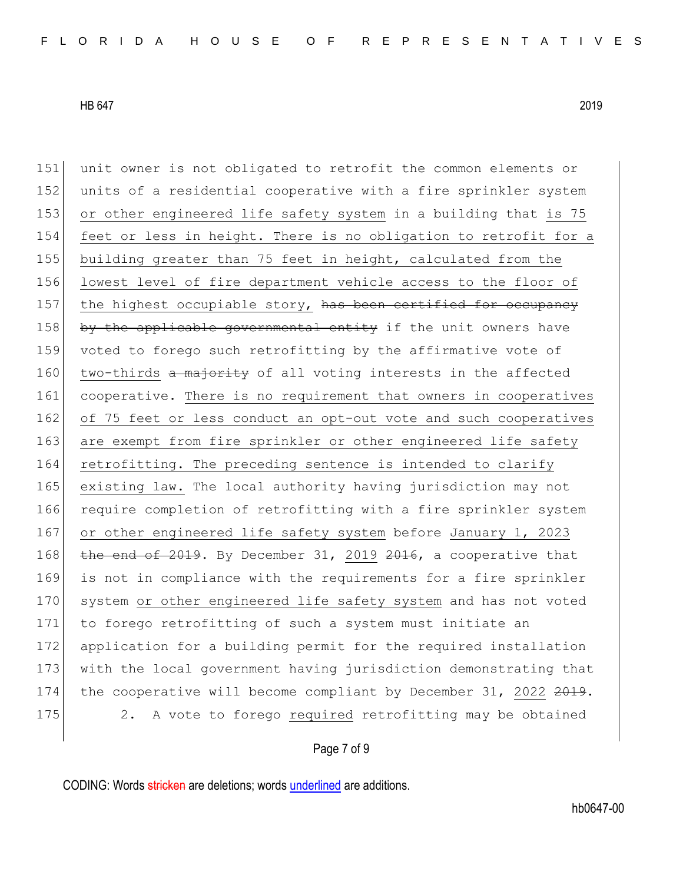unit owner is not obligated to retrofit the common elements or units of a residential cooperative with a fire sprinkler system <u>or other engineered life safety system</u> in a building that <u>is 75 feet or less in height. There is no obligation to retrofit for a building greater than 75 feet in height, calculated from the lowest level of fire department vehicle access to the floor of the highest occupiable story,</u> ~~has been certified for occupancy by the applicable governmental entity~~ if the unit owners have voted to forego such retrofitting by the affirmative vote of <u>two-thirds</u> ~~a majority~~ of all voting interests in the affected cooperative. <u>There is no requirement that owners in cooperatives of 75 feet or less conduct an opt-out vote and such cooperatives are exempt from fire sprinkler or other engineered life safety retrofitting. The preceding sentence is intended to clarify existing law.</u> The local authority having jurisdiction may not require completion of retrofitting with a fire sprinkler system <u>or other engineered life safety system</u> before <u>January 1, 2023</u> ~~the end of 2019~~. By December 31, <u>2019</u> ~~2016~~, a cooperative that is not in compliance with the requirements for a fire sprinkler system <u>or other engineered life safety system</u> and has not voted to forego retrofitting of such a system must initiate an application for a building permit for the required installation with the local government having jurisdiction demonstrating that the cooperative will become compliant by December 31, <u>2022</u> ~~2019~~.

2. A vote to forego <u>required</u> retrofitting may be obtained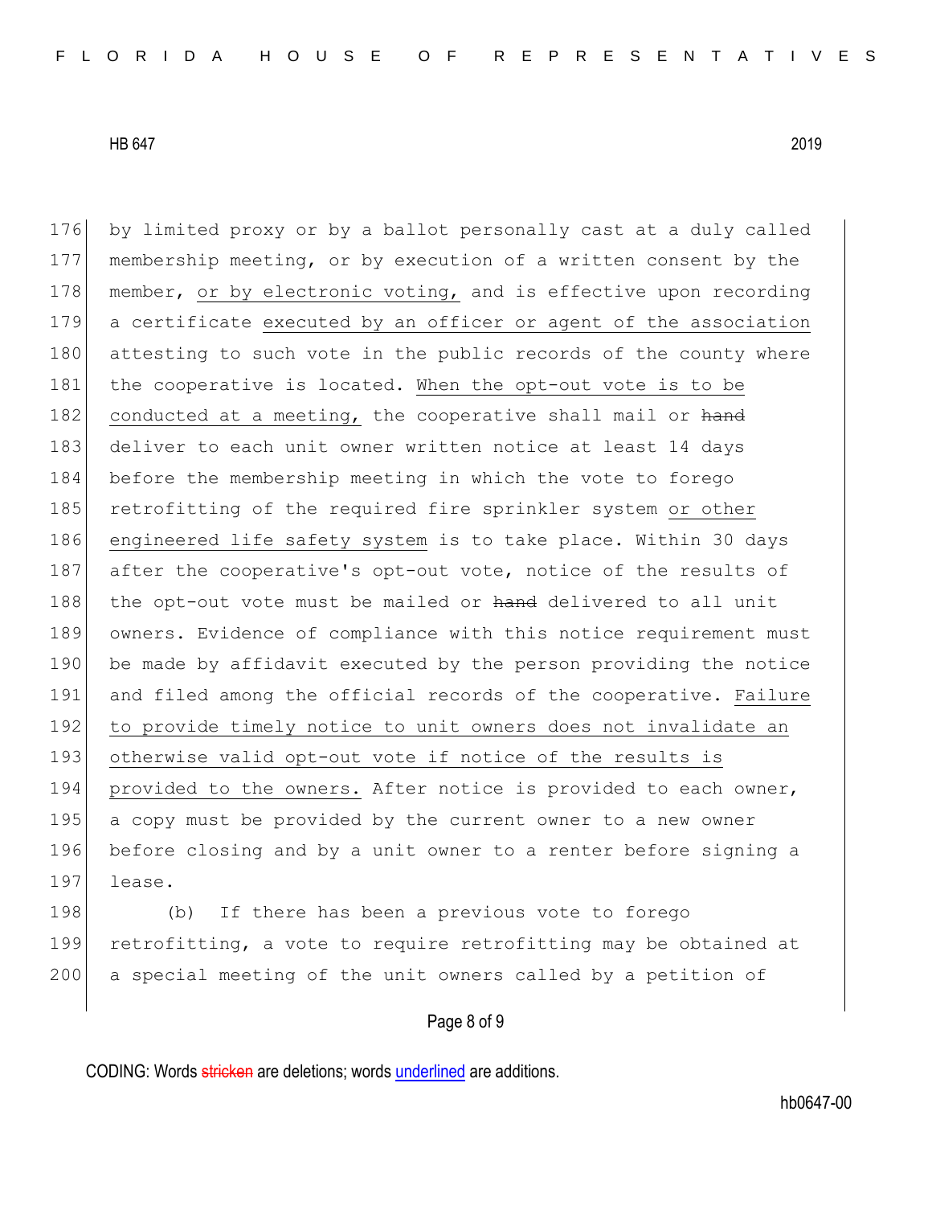by limited proxy or by a ballot personally cast at a duly called membership meeting, or by execution of a written consent by the member, <u>or by electronic voting,</u> and is effective upon recording a certificate <u>executed by an officer or agent of the association</u> attesting to such vote in the public records of the county where the cooperative is located. <u>When the opt-out vote is to be conducted at a meeting,</u> the cooperative shall mail or ~~hand~~ deliver to each unit owner written notice at least 14 days before the membership meeting in which the vote to forego retrofitting of the required fire sprinkler system <u>or other engineered life safety system</u> is to take place. Within 30 days after the cooperative's opt-out vote, notice of the results of the opt-out vote must be mailed or ~~hand~~ delivered to all unit owners. Evidence of compliance with this notice requirement must be made by affidavit executed by the person providing the notice and filed among the official records of the cooperative. <u>Failure to provide timely notice to unit owners does not invalidate an otherwise valid opt-out vote if notice of the results is provided to the owners.</u> After notice is provided to each owner, a copy must be provided by the current owner to a new owner before closing and by a unit owner to a renter before signing a lease.

(b) If there has been a previous vote to forego retrofitting, a vote to require retrofitting may be obtained at a special meeting of the unit owners called by a petition of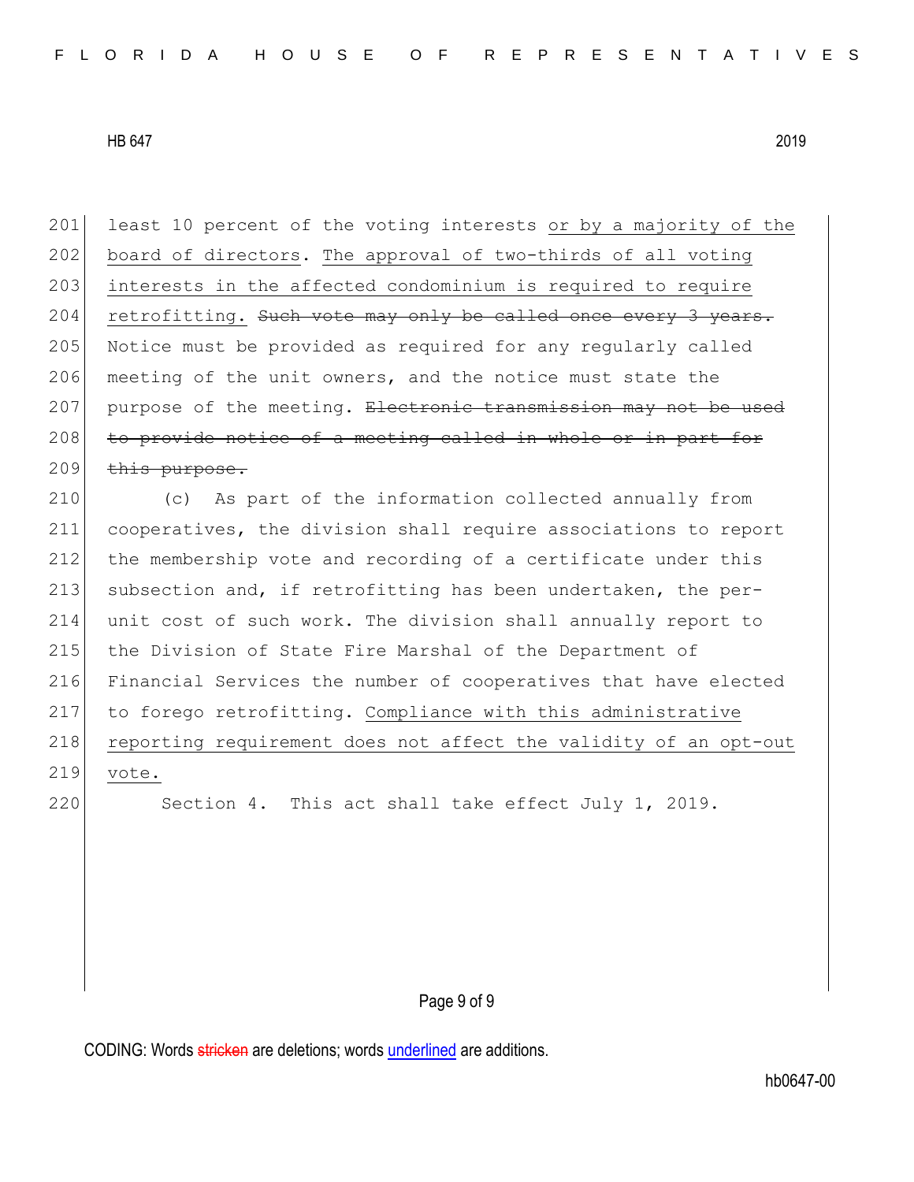least 10 percent of the voting interests <u>or by a majority of the board of directors</u>. <u>The approval of two-thirds of all voting interests in the affected condominium is required to require retrofitting.</u> ~~Such vote may only be called once every 3 years.~~ Notice must be provided as required for any regularly called meeting of the unit owners, and the notice must state the purpose of the meeting. ~~Electronic transmission may not be used to provide notice of a meeting called in whole or in part for this purpose.~~

(c) As part of the information collected annually from cooperatives, the division shall require associations to report the membership vote and recording of a certificate under this subsection and, if retrofitting has been undertaken, the per-unit cost of such work. The division shall annually report to the Division of State Fire Marshal of the Department of Financial Services the number of cooperatives that have elected to forego retrofitting. <u>Compliance with this administrative reporting requirement does not affect the validity of an opt-out vote.</u>

Section 4. This act shall take effect July 1, 2019.

CODING: Words ~~stricken~~ are deletions; words <u>underlined</u> are additions.